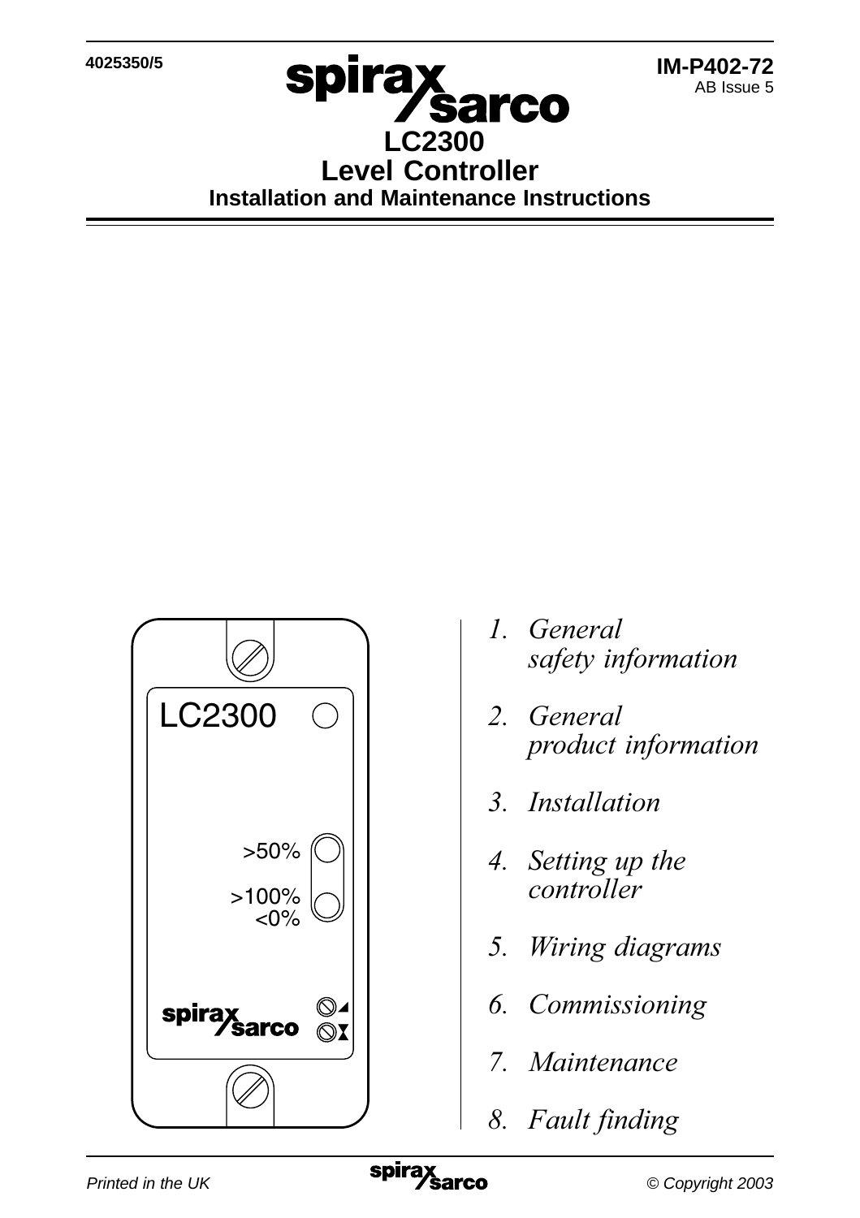4025350/5

IM-P402-72
AB Issue 5

# LC2300
# Level Controller
## Installation and Maintenance Instructions

LC2300

>50%

>100%
<0%

1. *General safety information*
2. *General product information*
3. *Installation*
4. *Setting up the controller*
5. *Wiring diagrams*
6. *Commissioning*
7. *Maintenance*
8. *Fault finding*

*Printed in the UK*

*© Copyright 2003*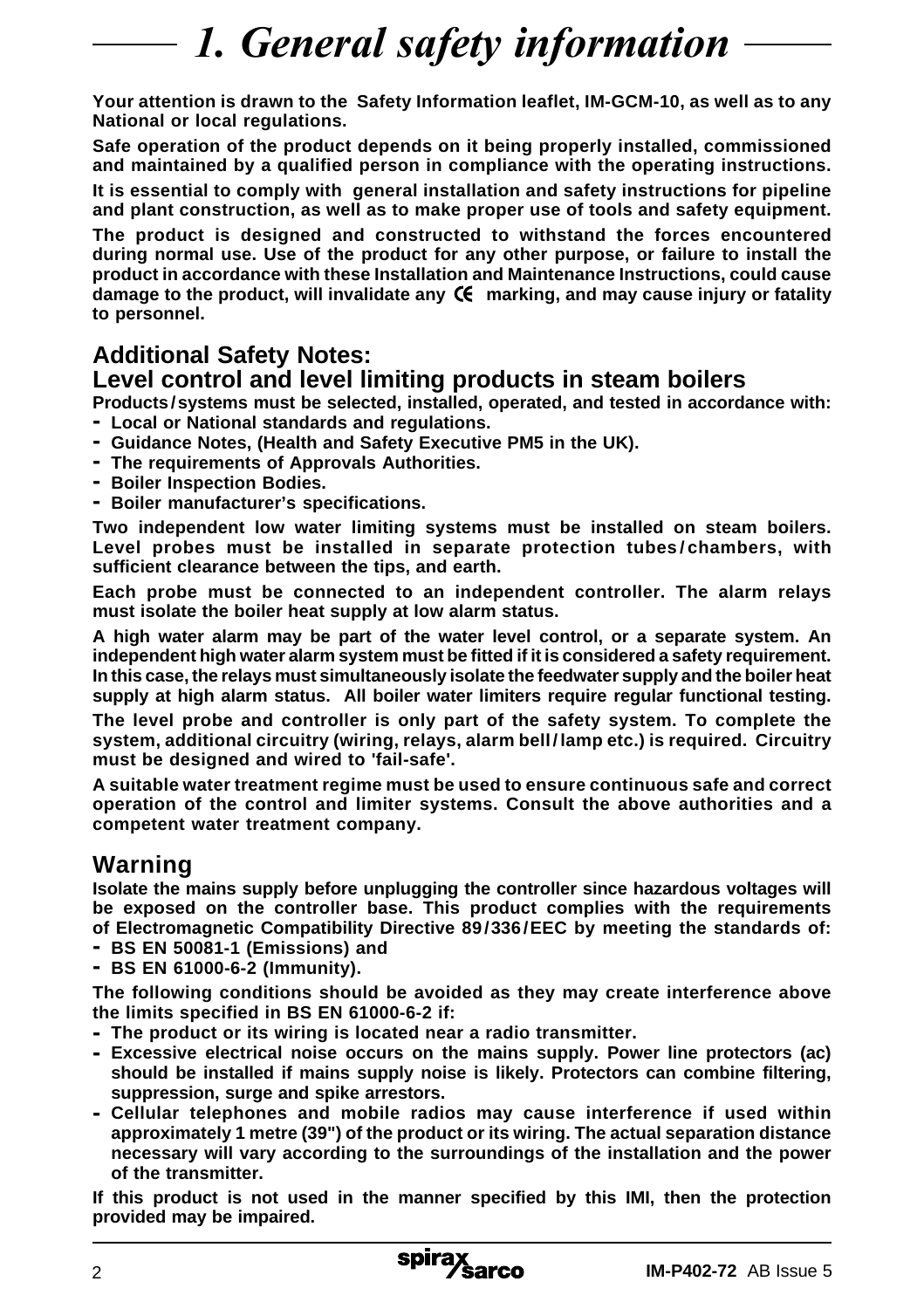# 1. General safety information

**Your attention is drawn to the Safety Information leaflet, IM-GCM-10, as well as to any National or local regulations.**

**Safe operation of the product depends on it being properly installed, commissioned and maintained by a qualified person in compliance with the operating instructions.**

**It is essential to comply with general installation and safety instructions for pipeline and plant construction, as well as to make proper use of tools and safety equipment.**

**The product is designed and constructed to withstand the forces encountered during normal use. Use of the product for any other purpose, or failure to install the product in accordance with these Installation and Maintenance Instructions, could cause damage to the product, will invalidate any CE marking, and may cause injury or fatality to personnel.**

## Additional Safety Notes:
## Level control and level limiting products in steam boilers

**Products / systems must be selected, installed, operated, and tested in accordance with:**

- **Local or National standards and regulations.**
- **Guidance Notes, (Health and Safety Executive PM5 in the UK).**
- **The requirements of Approvals Authorities.**
- **Boiler Inspection Bodies.**
- **Boiler manufacturer's specifications.**

**Two independent low water limiting systems must be installed on steam boilers. Level probes must be installed in separate protection tubes / chambers, with sufficient clearance between the tips, and earth.**

**Each probe must be connected to an independent controller. The alarm relays must isolate the boiler heat supply at low alarm status.**

**A high water alarm may be part of the water level control, or a separate system. An independent high water alarm system must be fitted if it is considered a safety requirement. In this case, the relays must simultaneously isolate the feedwater supply and the boiler heat supply at high alarm status. All boiler water limiters require regular functional testing.**

**The level probe and controller is only part of the safety system. To complete the system, additional circuitry (wiring, relays, alarm bell / lamp etc.) is required. Circuitry must be designed and wired to 'fail-safe'.**

**A suitable water treatment regime must be used to ensure continuous safe and correct operation of the control and limiter systems. Consult the above authorities and a competent water treatment company.**

## Warning

**Isolate the mains supply before unplugging the controller since hazardous voltages will be exposed on the controller base. This product complies with the requirements of Electromagnetic Compatibility Directive 89 / 336 / EEC by meeting the standards of:**

- **BS EN 50081-1 (Emissions) and**
- **BS EN 61000-6-2 (Immunity).**

**The following conditions should be avoided as they may create interference above the limits specified in BS EN 61000-6-2 if:**

- **The product or its wiring is located near a radio transmitter.**
- **Excessive electrical noise occurs on the mains supply. Power line protectors (ac) should be installed if mains supply noise is likely. Protectors can combine filtering, suppression, surge and spike arrestors.**
- **Cellular telephones and mobile radios may cause interference if used within approximately 1 metre (39") of the product or its wiring. The actual separation distance necessary will vary according to the surroundings of the installation and the power of the transmitter.**

**If this product is not used in the manner specified by this IMI, then the protection provided may be impaired.**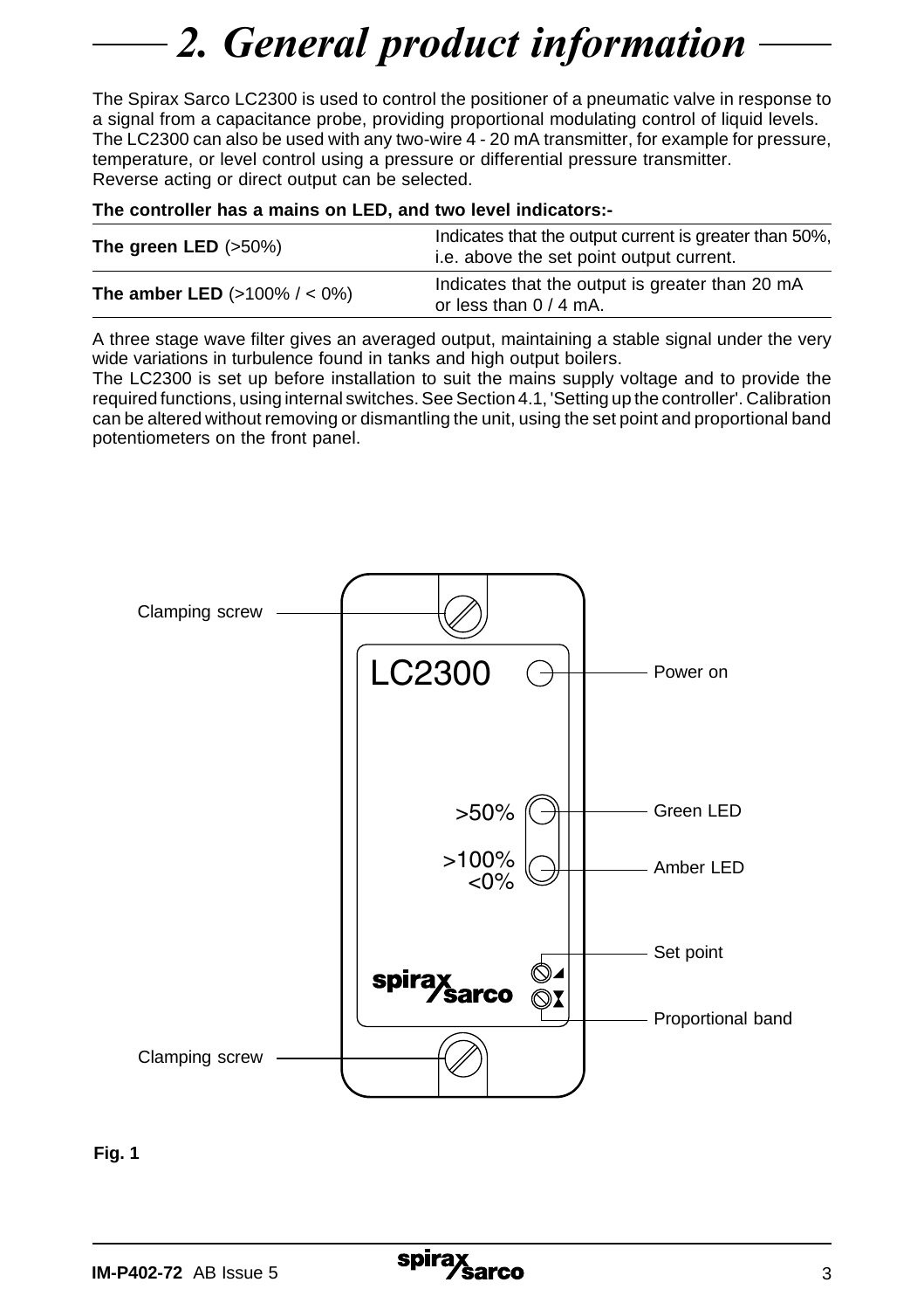# 2. General product information

The Spirax Sarco LC2300 is used to control the positioner of a pneumatic valve in response to a signal from a capacitance probe, providing proportional modulating control of liquid levels. The LC2300 can also be used with any two-wire 4 - 20 mA transmitter, for example for pressure, temperature, or level control using a pressure or differential pressure transmitter.
Reverse acting or direct output can be selected.

**The controller has a mains on LED, and two level indicators:-**

| | |
|---|---|
| **The green LED** (>50%) | Indicates that the output current is greater than 50%, i.e. above the set point output current. |
| **The amber LED** (>100% / < 0%) | Indicates that the output is greater than 20 mA or less than 0 / 4 mA. |

A three stage wave filter gives an averaged output, maintaining a stable signal under the very wide variations in turbulence found in tanks and high output boilers.
The LC2300 is set up before installation to suit the mains supply voltage and to provide the required functions, using internal switches. See Section 4.1, 'Setting up the controller'. Calibration can be altered without removing or dismantling the unit, using the set point and proportional band potentiometers on the front panel.

Clamping screw
LC2300
Power on
>50% Green LED
>100% <0% Amber LED
Set point
spirax sarco
Proportional band
Clamping screw

**Fig. 1**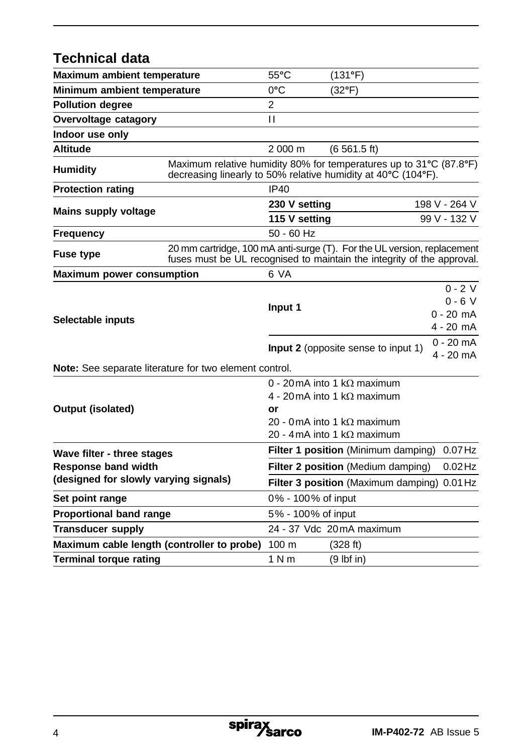## Technical data

| | | | |
|---|---|---|---|
| **Maximum ambient temperature** | 55°C | (131°F) | |
| **Minimum ambient temperature** | 0°C | (32°F) | |
| **Pollution degree** | 2 | | |
| **Overvoltage catagory** | I I | | |
| **Indoor use only** | | | |
| **Altitude** | 2 000 m | (6 561.5 ft) | |
| **Humidity** | Maximum relative humidity 80% for temperatures up to 31°C (87.8°F) decreasing linearly to 50% relative humidity at 40°C (104°F). | | |
| **Protection rating** | IP40 | | |
| **Mains supply voltage** | **230 V setting** | | 198 V - 264 V |
| | **115 V setting** | | 99 V - 132 V |
| **Frequency** | 50 - 60 Hz | | |
| **Fuse type** | 20 mm cartridge, 100 mA anti-surge (T). For the UL version, replacement fuses must be UL recognised to maintain the integrity of the approval. | | |
| **Maximum power consumption** | 6 VA | | |
| **Selectable inputs** | **Input 1** | | 0 - 2 V<br>0 - 6 V<br>0 - 20 mA<br>4 - 20 mA |
| | **Input 2** (opposite sense to input 1) | | 0 - 20 mA<br>4 - 20 mA |
| **Note:** See separate literature for two element control. | | | |
| **Output (isolated)** | 0 - 20 mA into 1 kΩ maximum<br>4 - 20 mA into 1 kΩ maximum<br>**or**<br>20 - 0 mA into 1 kΩ maximum<br>20 - 4 mA into 1 kΩ maximum | | |
| **Wave filter - three stages** | **Filter 1 position** (Minimum damping) | | 0.07 Hz |
| **Response band width** | **Filter 2 position** (Medium damping) | | 0.02 Hz |
| **(designed for slowly varying signals)** | **Filter 3 position** (Maximum damping) | | 0.01 Hz |
| **Set point range** | 0% - 100% of input | | |
| **Proportional band range** | 5% - 100% of input | | |
| **Transducer supply** | 24 - 37 Vdc 20 mA maximum | | |
| **Maximum cable length (controller to probe)** | 100 m | (328 ft) | |
| **Terminal torque rating** | 1 N m | (9 lbf in) | |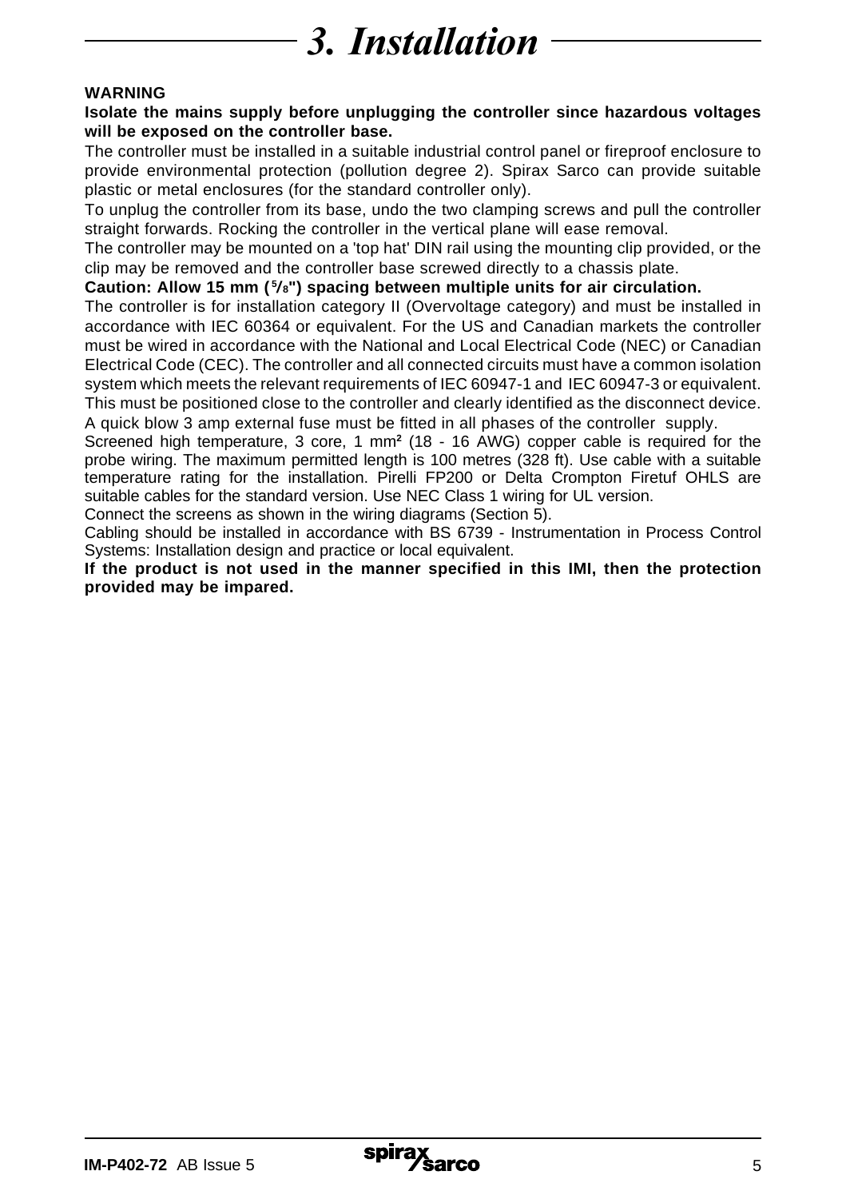# 3. Installation

**WARNING**

**Isolate the mains supply before unplugging the controller since hazardous voltages will be exposed on the controller base.**

The controller must be installed in a suitable industrial control panel or fireproof enclosure to provide environmental protection (pollution degree 2). Spirax Sarco can provide suitable plastic or metal enclosures (for the standard controller only).

To unplug the controller from its base, undo the two clamping screws and pull the controller straight forwards. Rocking the controller in the vertical plane will ease removal.

The controller may be mounted on a 'top hat' DIN rail using the mounting clip provided, or the clip may be removed and the controller base screwed directly to a chassis plate.

**Caution: Allow 15 mm (5/8") spacing between multiple units for air circulation.**

The controller is for installation category II (Overvoltage category) and must be installed in accordance with IEC 60364 or equivalent. For the US and Canadian markets the controller must be wired in accordance with the National and Local Electrical Code (NEC) or Canadian Electrical Code (CEC). The controller and all connected circuits must have a common isolation system which meets the relevant requirements of IEC 60947-1 and IEC 60947-3 or equivalent. This must be positioned close to the controller and clearly identified as the disconnect device.

A quick blow 3 amp external fuse must be fitted in all phases of the controller supply.

Screened high temperature, 3 core, 1 mm² (18 - 16 AWG) copper cable is required for the probe wiring. The maximum permitted length is 100 metres (328 ft). Use cable with a suitable temperature rating for the installation. Pirelli FP200 or Delta Crompton Firetuf OHLS are suitable cables for the standard version. Use NEC Class 1 wiring for UL version.

Connect the screens as shown in the wiring diagrams (Section 5).

Cabling should be installed in accordance with BS 6739 - Instrumentation in Process Control Systems: Installation design and practice or local equivalent.

**If the product is not used in the manner specified in this IMI, then the protection provided may be impared.**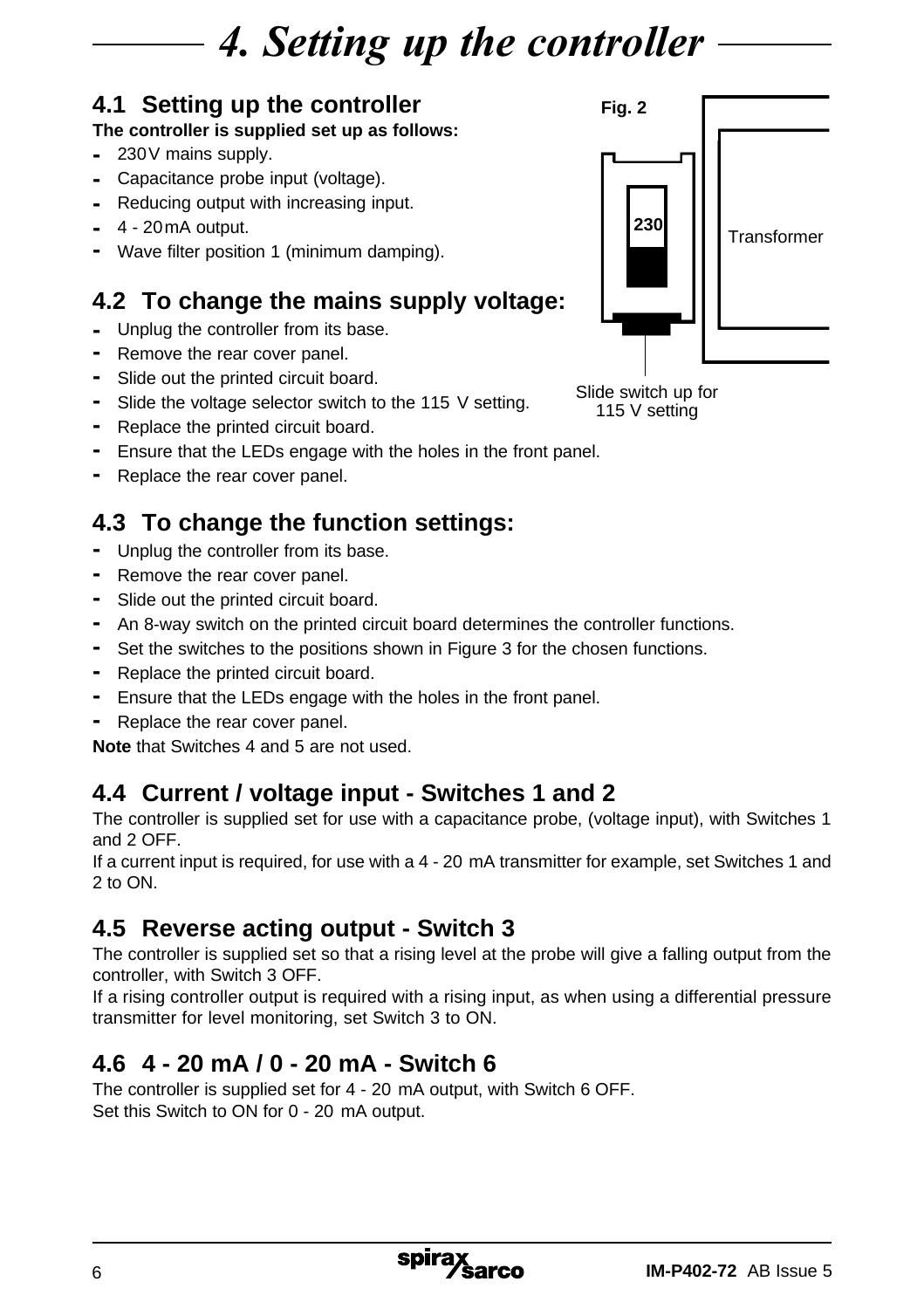# 4. Setting up the controller

## 4.1 Setting up the controller

**The controller is supplied set up as follows:**

- 230 V mains supply.
- Capacitance probe input (voltage).
- Reducing output with increasing input.
- 4 - 20 mA output.
- Wave filter position 1 (minimum damping).

Fig. 2

230

Transformer

Slide switch up for 115 V setting

## 4.2 To change the mains supply voltage:

- Unplug the controller from its base.
- Remove the rear cover panel.
- Slide out the printed circuit board.
- Slide the voltage selector switch to the 115 V setting.
- Replace the printed circuit board.
- Ensure that the LEDs engage with the holes in the front panel.
- Replace the rear cover panel.

## 4.3 To change the function settings:

- Unplug the controller from its base.
- Remove the rear cover panel.
- Slide out the printed circuit board.
- An 8-way switch on the printed circuit board determines the controller functions.
- Set the switches to the positions shown in Figure 3 for the chosen functions.
- Replace the printed circuit board.
- Ensure that the LEDs engage with the holes in the front panel.
- Replace the rear cover panel.

**Note** that Switches 4 and 5 are not used.

## 4.4 Current / voltage input - Switches 1 and 2

The controller is supplied set for use with a capacitance probe, (voltage input), with Switches 1 and 2 OFF.

If a current input is required, for use with a 4 - 20 mA transmitter for example, set Switches 1 and 2 to ON.

## 4.5 Reverse acting output - Switch 3

The controller is supplied set so that a rising level at the probe will give a falling output from the controller, with Switch 3 OFF.

If a rising controller output is required with a rising input, as when using a differential pressure transmitter for level monitoring, set Switch 3 to ON.

## 4.6 4 - 20 mA / 0 - 20 mA - Switch 6

The controller is supplied set for 4 - 20 mA output, with Switch 6 OFF.

Set this Switch to ON for 0 - 20 mA output.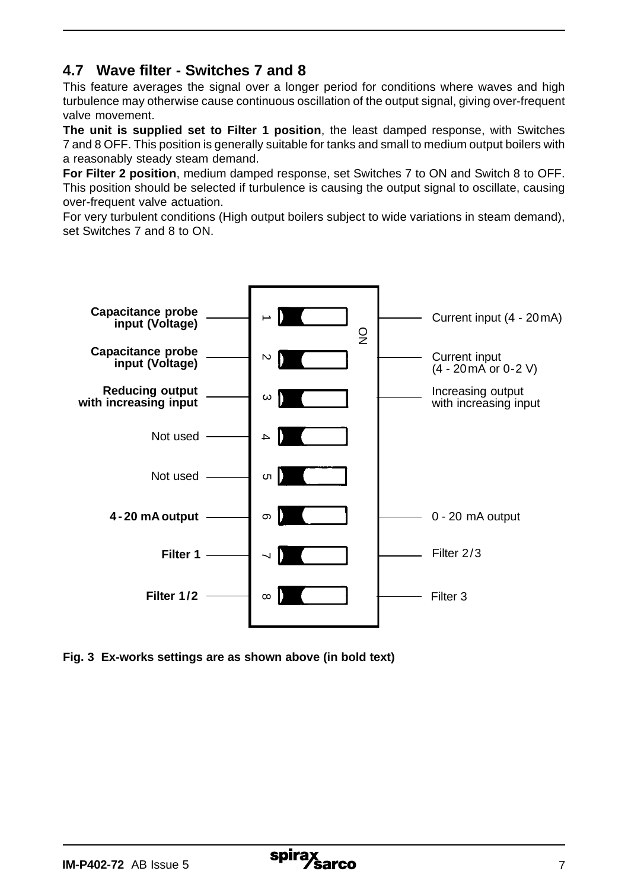## 4.7 Wave filter - Switches 7 and 8

This feature averages the signal over a longer period for conditions where waves and high turbulence may otherwise cause continuous oscillation of the output signal, giving over-frequent valve movement.

**The unit is supplied set to Filter 1 position**, the least damped response, with Switches 7 and 8 OFF. This position is generally suitable for tanks and small to medium output boilers with a reasonably steady steam demand.

**For Filter 2 position**, medium damped response, set Switches 7 to ON and Switch 8 to OFF. This position should be selected if turbulence is causing the output signal to oscillate, causing over-frequent valve actuation.

For very turbulent conditions (High output boilers subject to wide variations in steam demand), set Switches 7 and 8 to ON.

| OFF | Switch | ON |
|---|---|---|
| **Capacitance probe input (Voltage)** | 1 | Current input (4 - 20 mA) |
| **Capacitance probe input (Voltage)** | 2 | Current input (4 - 20 mA or 0-2 V) |
| **Reducing output with increasing input** | 3 | Increasing output with increasing input |
| Not used | 4 | |
| Not used | 5 | |
| **4 - 20 mA output** | 6 | 0 - 20 mA output |
| **Filter 1** | 7 | Filter 2/3 |
| **Filter 1/2** | 8 | Filter 3 |

**Fig. 3 Ex-works settings are as shown above (in bold text)**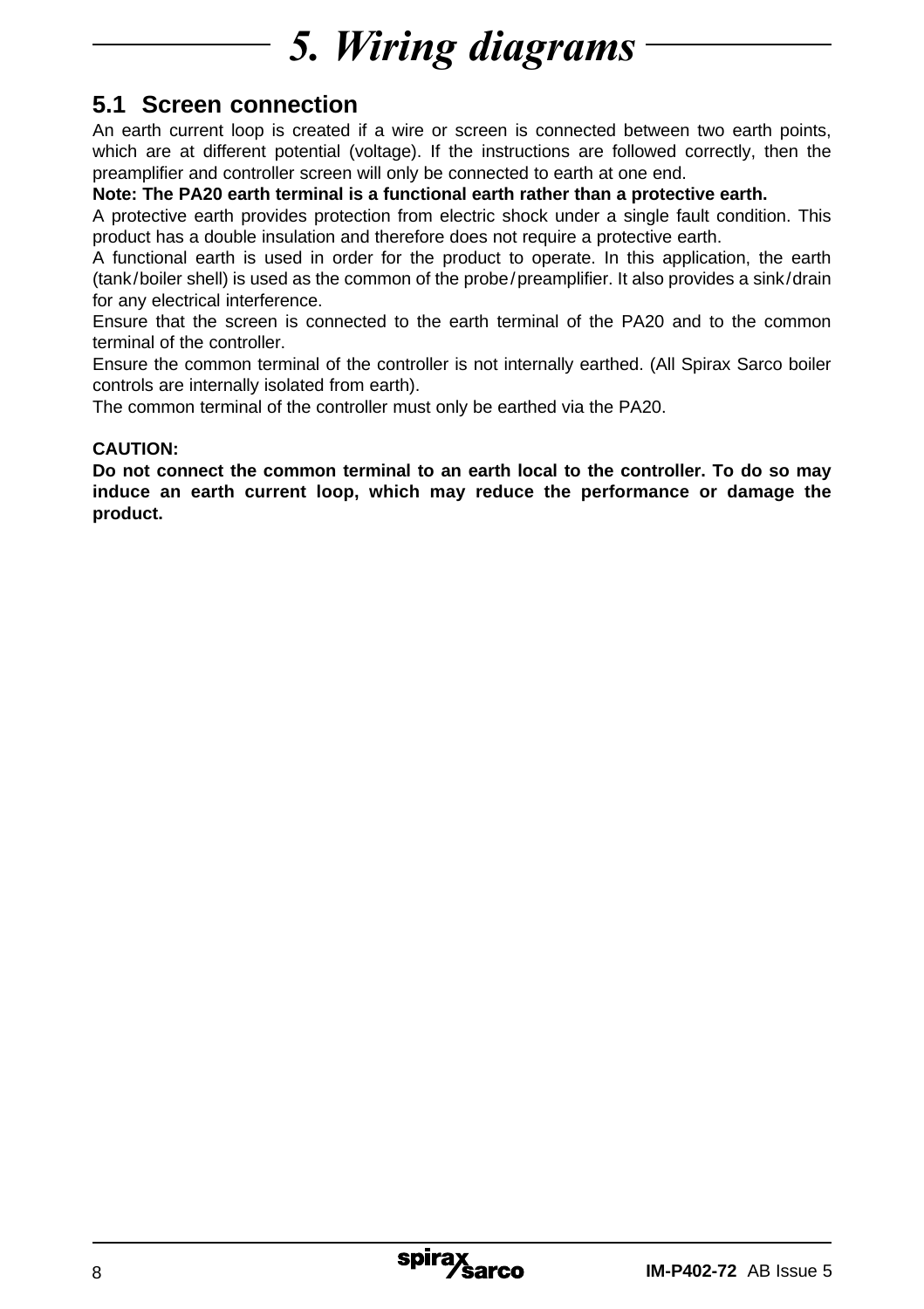# 5. Wiring diagrams

## 5.1 Screen connection

An earth current loop is created if a wire or screen is connected between two earth points, which are at different potential (voltage). If the instructions are followed correctly, then the preamplifier and controller screen will only be connected to earth at one end.

**Note: The PA20 earth terminal is a functional earth rather than a protective earth.**

A protective earth provides protection from electric shock under a single fault condition. This product has a double insulation and therefore does not require a protective earth.

A functional earth is used in order for the product to operate. In this application, the earth (tank/boiler shell) is used as the common of the probe/preamplifier. It also provides a sink/drain for any electrical interference.

Ensure that the screen is connected to the earth terminal of the PA20 and to the common terminal of the controller.

Ensure the common terminal of the controller is not internally earthed. (All Spirax Sarco boiler controls are internally isolated from earth).

The common terminal of the controller must only be earthed via the PA20.

**CAUTION:**

**Do not connect the common terminal to an earth local to the controller. To do so may induce an earth current loop, which may reduce the performance or damage the product.**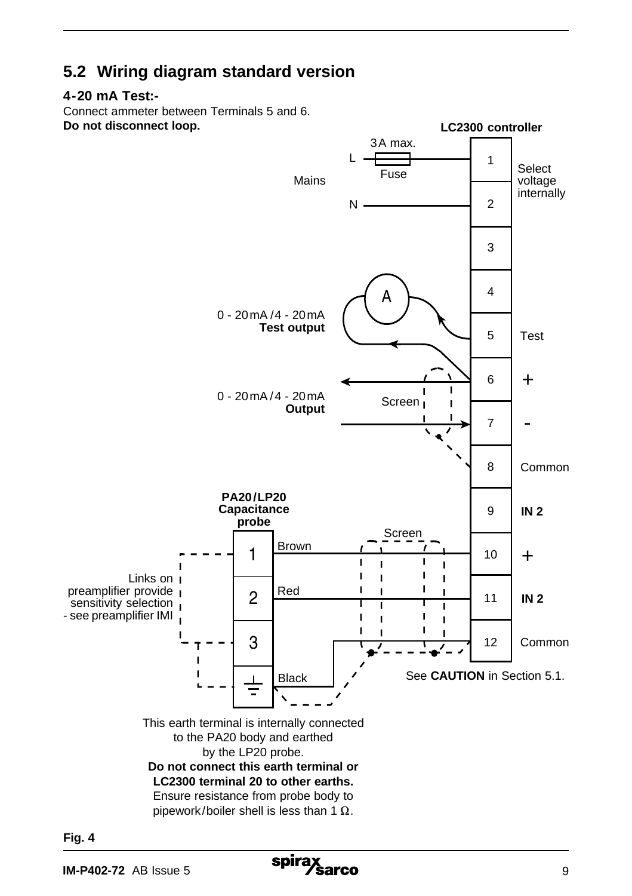## 5.2 Wiring diagram standard version

**4-20 mA Test:-**

Connect ammeter between Terminals 5 and 6.

**Do not disconnect loop.**

**LC2300 controller**

| Terminal | Function |
|---|---|
| 1 | Select voltage internally |
| 2 | |
| 3 | |
| 4 | |
| 5 | Test |
| 6 | + |
| 7 | - |
| 8 | Common |
| 9 | IN 2 |
| 10 | + |
| 11 | IN 2 |
| 12 | Common |

Mains: L – 3 A max. Fuse – terminal 1; N – terminal 2

0 - 20 mA / 4 - 20 mA **Test output** (A)

0 - 20 mA / 4 - 20 mA **Output** (Screen)

**PA20 / LP20 Capacitance probe**

1 – Brown – 10

2 – Red – 11

3

⏚ – Black – 12

Screen

Links on preamplifier provide sensitivity selection - see preamplifier IMI

See **CAUTION** in Section 5.1.

This earth terminal is internally connected to the PA20 body and earthed by the LP20 probe.
**Do not connect this earth terminal or LC2300 terminal 20 to other earths.**
Ensure resistance from probe body to pipework / boiler shell is less than 1 Ω.

**Fig. 4**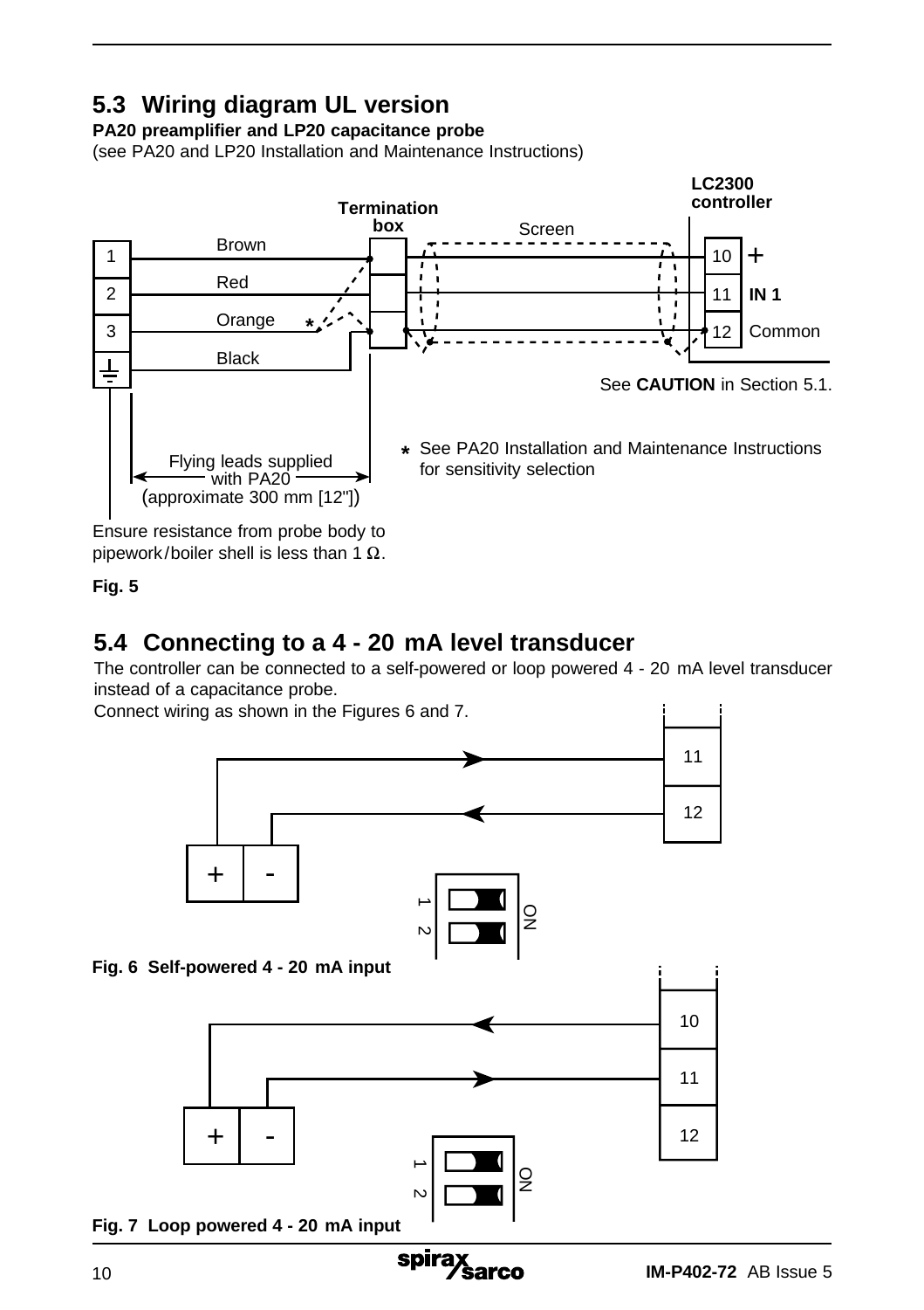## 5.3 Wiring diagram UL version

**PA20 preamplifier and LP20 capacitance probe**

(see PA20 and LP20 Installation and Maintenance Instructions)

**Termination box**

**LC2300 controller**

Brown

Red

Orange *

Black

Screen

10 +

11 **IN 1**

12 Common

See **CAUTION** in Section 5.1.

Flying leads supplied with PA20 (approximate 300 mm [12"])

* See PA20 Installation and Maintenance Instructions for sensitivity selection

Ensure resistance from probe body to pipework/boiler shell is less than 1 Ω.

**Fig. 5**

## 5.4 Connecting to a 4 - 20 mA level transducer

The controller can be connected to a self-powered or loop powered 4 - 20 mA level transducer instead of a capacitance probe.

Connect wiring as shown in the Figures 6 and 7.

**Fig. 6 Self-powered 4 - 20 mA input**

**Fig. 7 Loop powered 4 - 20 mA input**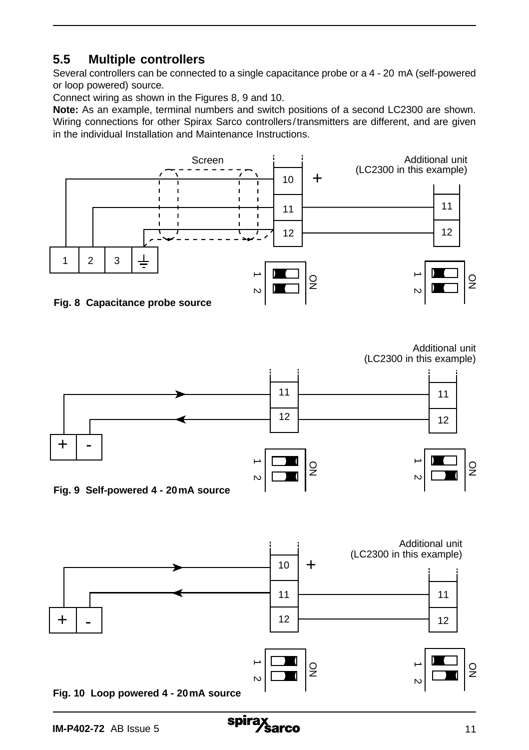## 5.5 Multiple controllers

Several controllers can be connected to a single capacitance probe or a 4 - 20 mA (self-powered or loop powered) source.

Connect wiring as shown in the Figures 8, 9 and 10.

**Note:** As an example, terminal numbers and switch positions of a second LC2300 are shown. Wiring connections for other Spirax Sarco controllers/transmitters are different, and are given in the individual Installation and Maintenance Instructions.

**Fig. 8 Capacitance probe source**

**Fig. 9 Self-powered 4 - 20 mA source**

**Fig. 10 Loop powered 4 - 20 mA source**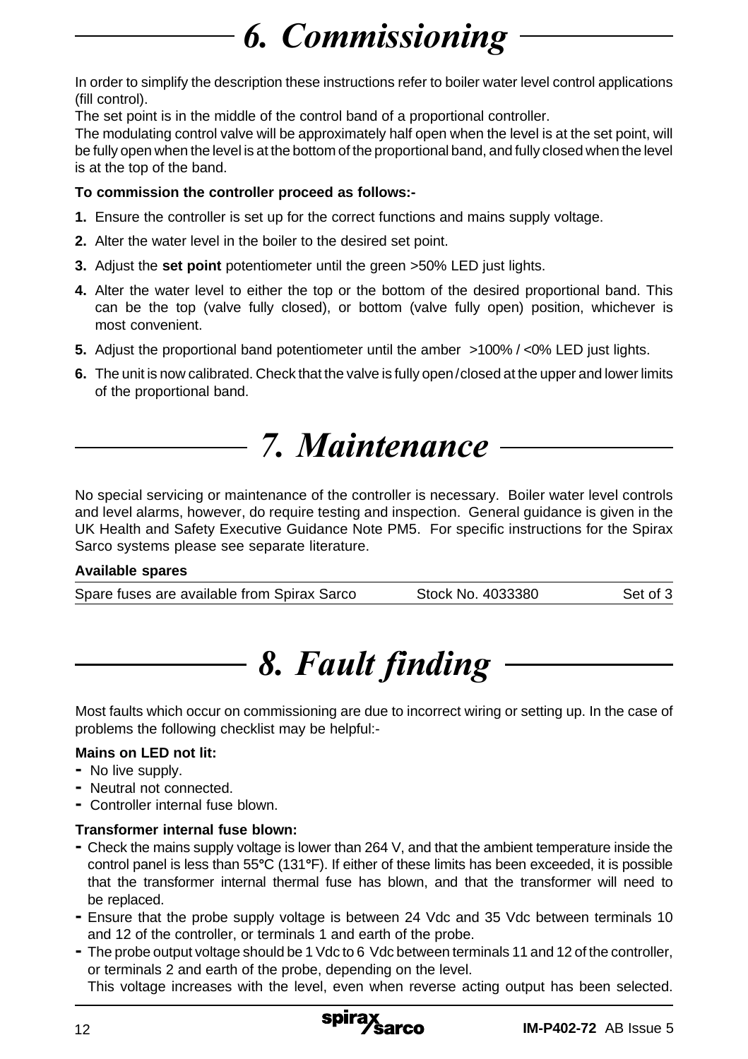# 6. Commissioning

In order to simplify the description these instructions refer to boiler water level control applications (fill control).

The set point is in the middle of the control band of a proportional controller.

The modulating control valve will be approximately half open when the level is at the set point, will be fully open when the level is at the bottom of the proportional band, and fully closed when the level is at the top of the band.

**To commission the controller proceed as follows:-**

1. Ensure the controller is set up for the correct functions and mains supply voltage.
2. Alter the water level in the boiler to the desired set point.
3. Adjust the **set point** potentiometer until the green >50% LED just lights.
4. Alter the water level to either the top or the bottom of the desired proportional band. This can be the top (valve fully closed), or bottom (valve fully open) position, whichever is most convenient.
5. Adjust the proportional band potentiometer until the amber >100% / <0% LED just lights.
6. The unit is now calibrated. Check that the valve is fully open / closed at the upper and lower limits of the proportional band.

# 7. Maintenance

No special servicing or maintenance of the controller is necessary. Boiler water level controls and level alarms, however, do require testing and inspection. General guidance is given in the UK Health and Safety Executive Guidance Note PM5. For specific instructions for the Spirax Sarco systems please see separate literature.

**Available spares**

| | | |
|---|---|---|
| Spare fuses are available from Spirax Sarco | Stock No. 4033380 | Set of 3 |

# 8. Fault finding

Most faults which occur on commissioning are due to incorrect wiring or setting up. In the case of problems the following checklist may be helpful:-

**Mains on LED not lit:**

- No live supply.
- Neutral not connected.
- Controller internal fuse blown.

**Transformer internal fuse blown:**

- Check the mains supply voltage is lower than 264 V, and that the ambient temperature inside the control panel is less than 55°C (131°F). If either of these limits has been exceeded, it is possible that the transformer internal thermal fuse has blown, and that the transformer will need to be replaced.
- Ensure that the probe supply voltage is between 24 Vdc and 35 Vdc between terminals 10 and 12 of the controller, or terminals 1 and earth of the probe.
- The probe output voltage should be 1 Vdc to 6 Vdc between terminals 11 and 12 of the controller, or terminals 2 and earth of the probe, depending on the level.
  This voltage increases with the level, even when reverse acting output has been selected.